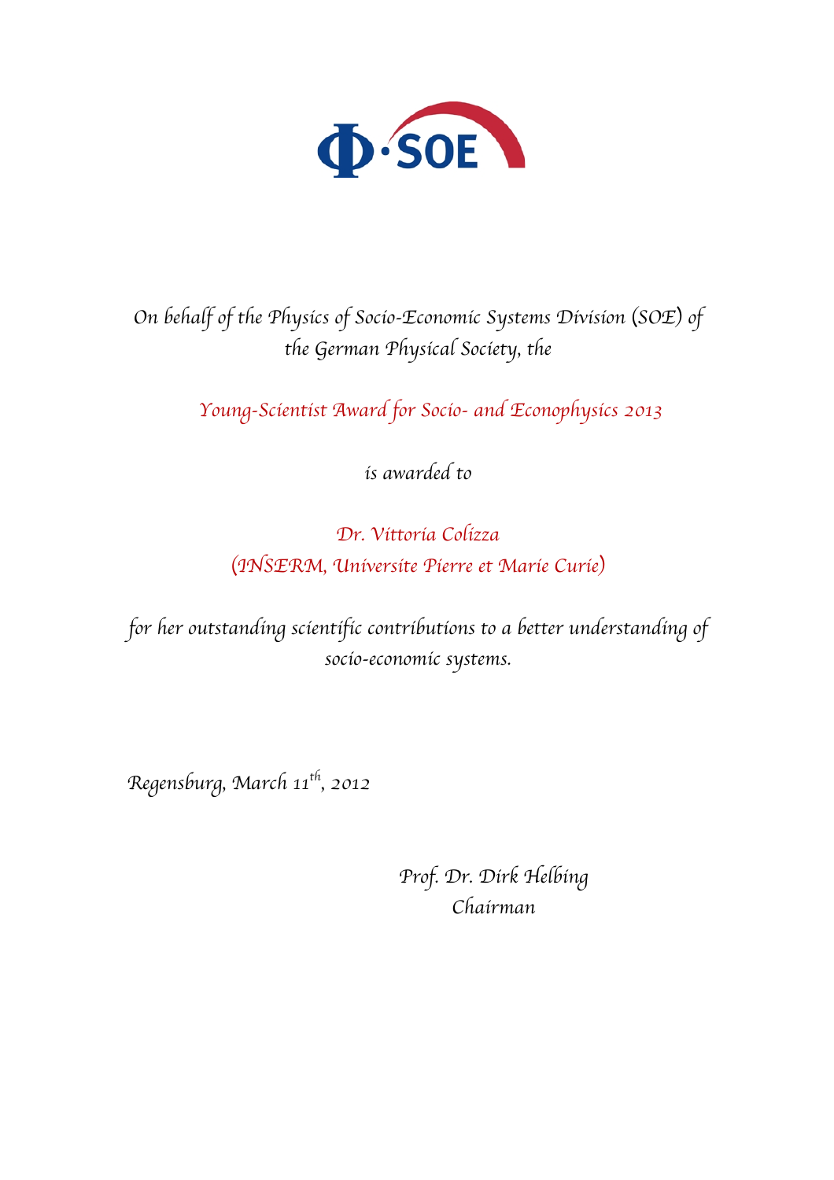Φ·SOE

*On behalf of the Physics of Socio-Economic Systems Division (SOE) of the German Physical Society, the*

*Young-Scientist Award for Socio- and Econophysics 2013*

*is awarded to*

*Dr. Vittoria Colizza*
*(INSERM, Universite Pierre et Marie Curie)*

*for her outstanding scientific contributions to a better understanding of socio-economic systems.*

*Regensburg, March 11th, 2012*

*Prof. Dr. Dirk Helbing*
*Chairman*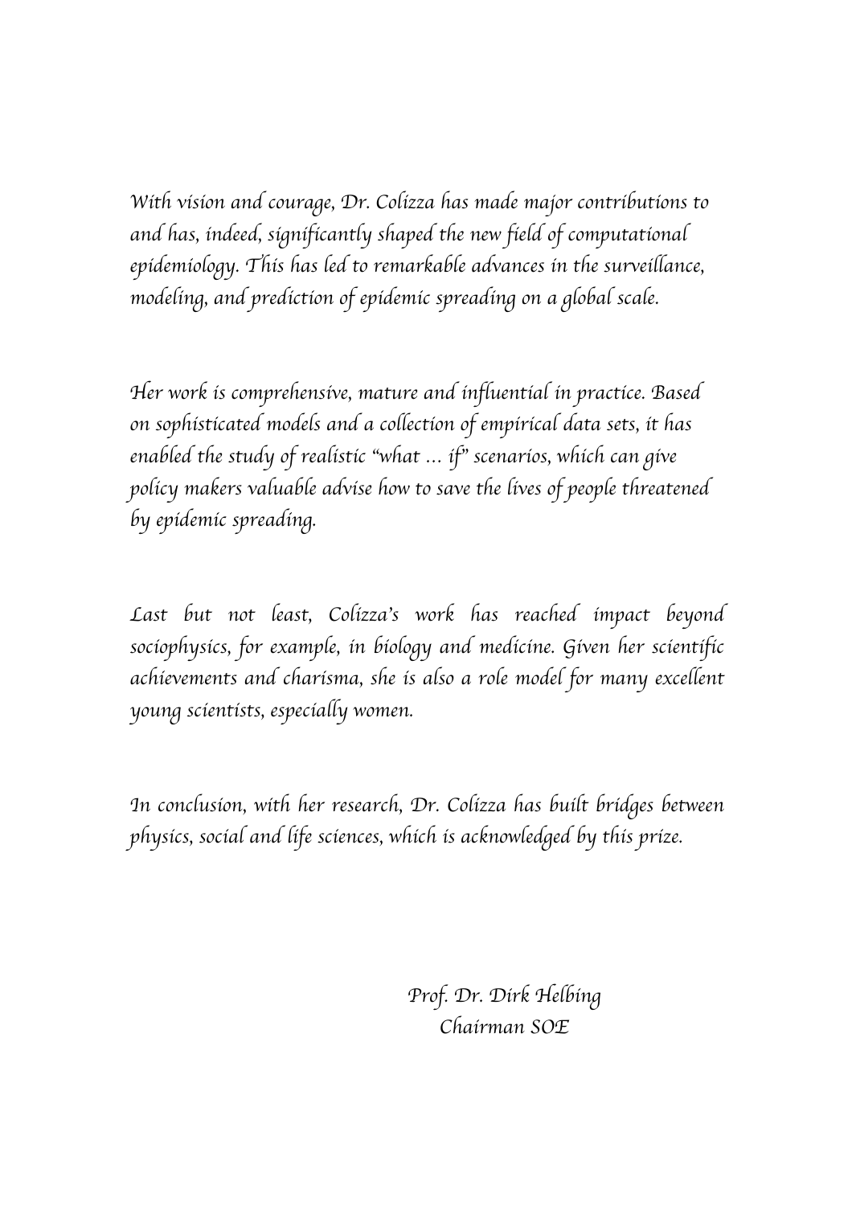*With vision and courage, Dr. Colizza has made major contributions to and has, indeed, significantly shaped the new field of computational epidemiology. This has led to remarkable advances in the surveillance, modeling, and prediction of epidemic spreading on a global scale.*

*Her work is comprehensive, mature and influential in practice. Based on sophisticated models and a collection of empirical data sets, it has enabled the study of realistic "what ... if" scenarios, which can give policy makers valuable advise how to save the lives of people threatened by epidemic spreading.*

*Last but not least, Colizza's work has reached impact beyond sociophysics, for example, in biology and medicine. Given her scientific achievements and charisma, she is also a role model for many excellent young scientists, especially women.*

*In conclusion, with her research, Dr. Colizza has built bridges between physics, social and life sciences, which is acknowledged by this prize.*

*Prof. Dr. Dirk Helbing*
*Chairman SOE*